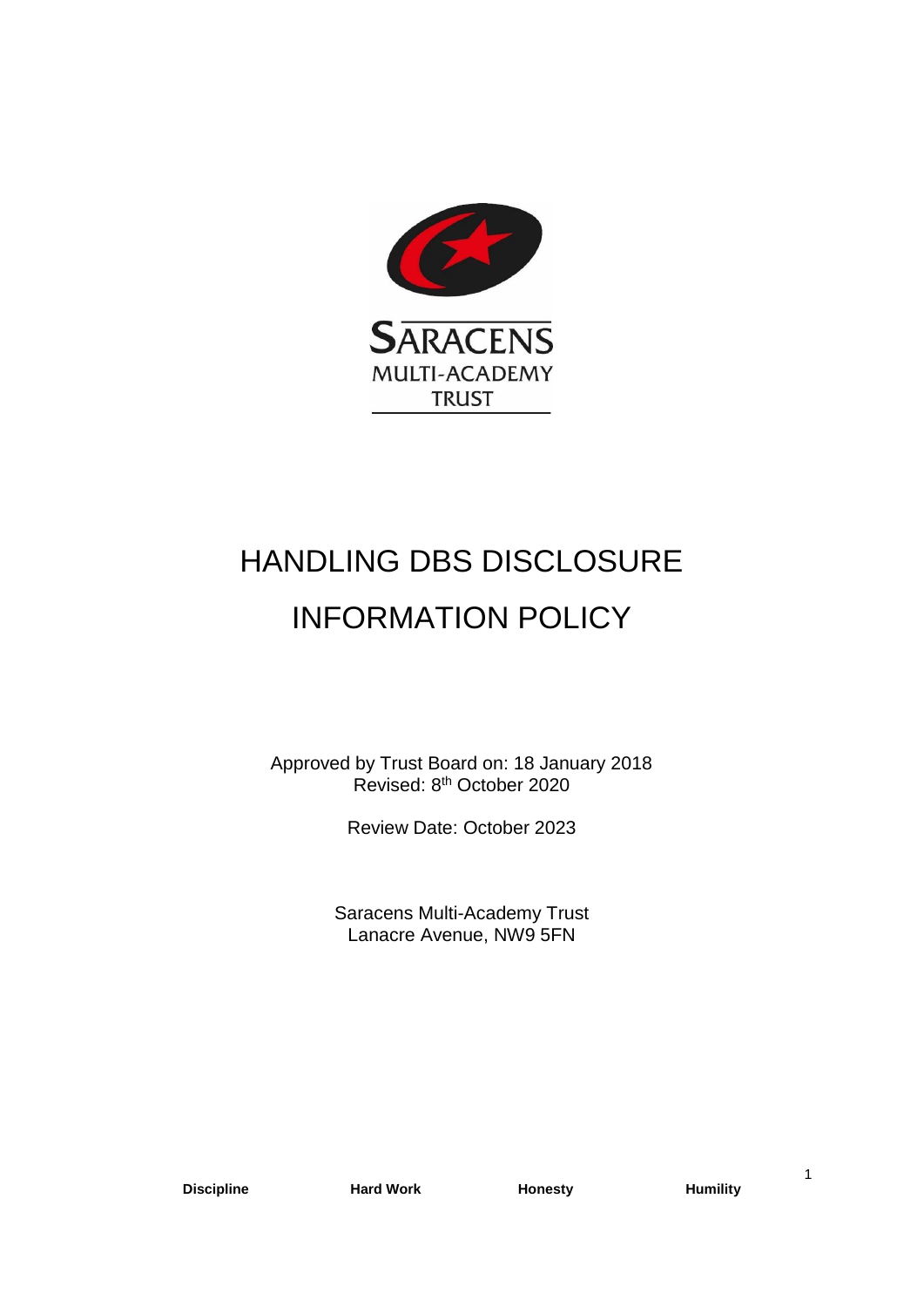SARACENS
MULTI-ACADEMY
TRUST

# HANDLING DBS DISCLOSURE INFORMATION POLICY

Approved by Trust Board on: 18 January 2018
Revised: 8th October 2020

Review Date: October 2023

Saracens Multi-Academy Trust
Lanacre Avenue, NW9 5FN

**Discipline** **Hard Work** **Honesty** **Humility**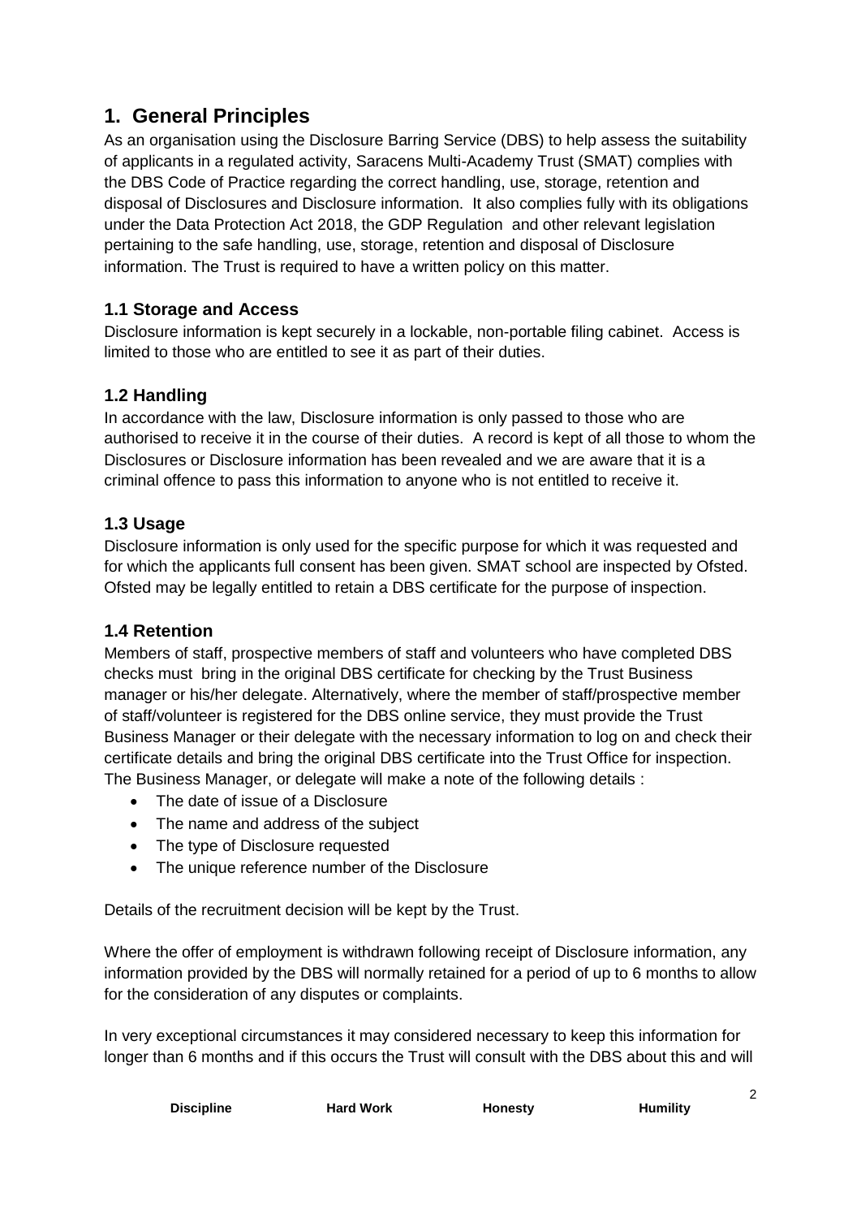# 1. General Principles

As an organisation using the Disclosure Barring Service (DBS) to help assess the suitability of applicants in a regulated activity, Saracens Multi-Academy Trust (SMAT) complies with the DBS Code of Practice regarding the correct handling, use, storage, retention and disposal of Disclosures and Disclosure information. It also complies fully with its obligations under the Data Protection Act 2018, the GDP Regulation and other relevant legislation pertaining to the safe handling, use, storage, retention and disposal of Disclosure information. The Trust is required to have a written policy on this matter.

## 1.1 Storage and Access

Disclosure information is kept securely in a lockable, non-portable filing cabinet. Access is limited to those who are entitled to see it as part of their duties.

## 1.2 Handling

In accordance with the law, Disclosure information is only passed to those who are authorised to receive it in the course of their duties. A record is kept of all those to whom the Disclosures or Disclosure information has been revealed and we are aware that it is a criminal offence to pass this information to anyone who is not entitled to receive it.

## 1.3 Usage

Disclosure information is only used for the specific purpose for which it was requested and for which the applicants full consent has been given. SMAT school are inspected by Ofsted. Ofsted may be legally entitled to retain a DBS certificate for the purpose of inspection.

## 1.4 Retention

Members of staff, prospective members of staff and volunteers who have completed DBS checks must bring in the original DBS certificate for checking by the Trust Business manager or his/her delegate. Alternatively, where the member of staff/prospective member of staff/volunteer is registered for the DBS online service, they must provide the Trust Business Manager or their delegate with the necessary information to log on and check their certificate details and bring the original DBS certificate into the Trust Office for inspection. The Business Manager, or delegate will make a note of the following details :

- The date of issue of a Disclosure
- The name and address of the subject
- The type of Disclosure requested
- The unique reference number of the Disclosure

Details of the recruitment decision will be kept by the Trust.

Where the offer of employment is withdrawn following receipt of Disclosure information, any information provided by the DBS will normally retained for a period of up to 6 months to allow for the consideration of any disputes or complaints.

In very exceptional circumstances it may considered necessary to keep this information for longer than 6 months and if this occurs the Trust will consult with the DBS about this and will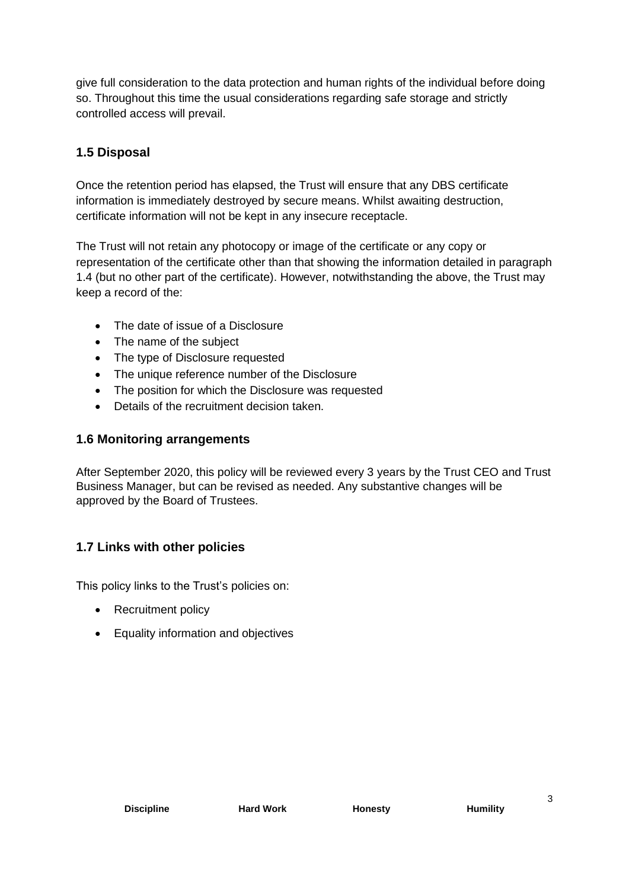give full consideration to the data protection and human rights of the individual before doing so. Throughout this time the usual considerations regarding safe storage and strictly controlled access will prevail.

### 1.5 Disposal

Once the retention period has elapsed, the Trust will ensure that any DBS certificate information is immediately destroyed by secure means. Whilst awaiting destruction, certificate information will not be kept in any insecure receptacle.

The Trust will not retain any photocopy or image of the certificate or any copy or representation of the certificate other than that showing the information detailed in paragraph 1.4 (but no other part of the certificate). However, notwithstanding the above, the Trust may keep a record of the:

- The date of issue of a Disclosure
- The name of the subject
- The type of Disclosure requested
- The unique reference number of the Disclosure
- The position for which the Disclosure was requested
- Details of the recruitment decision taken.

### 1.6 Monitoring arrangements

After September 2020, this policy will be reviewed every 3 years by the Trust CEO and Trust Business Manager, but can be revised as needed. Any substantive changes will be approved by the Board of Trustees.

### 1.7 Links with other policies

This policy links to the Trust's policies on:

- Recruitment policy
- Equality information and objectives